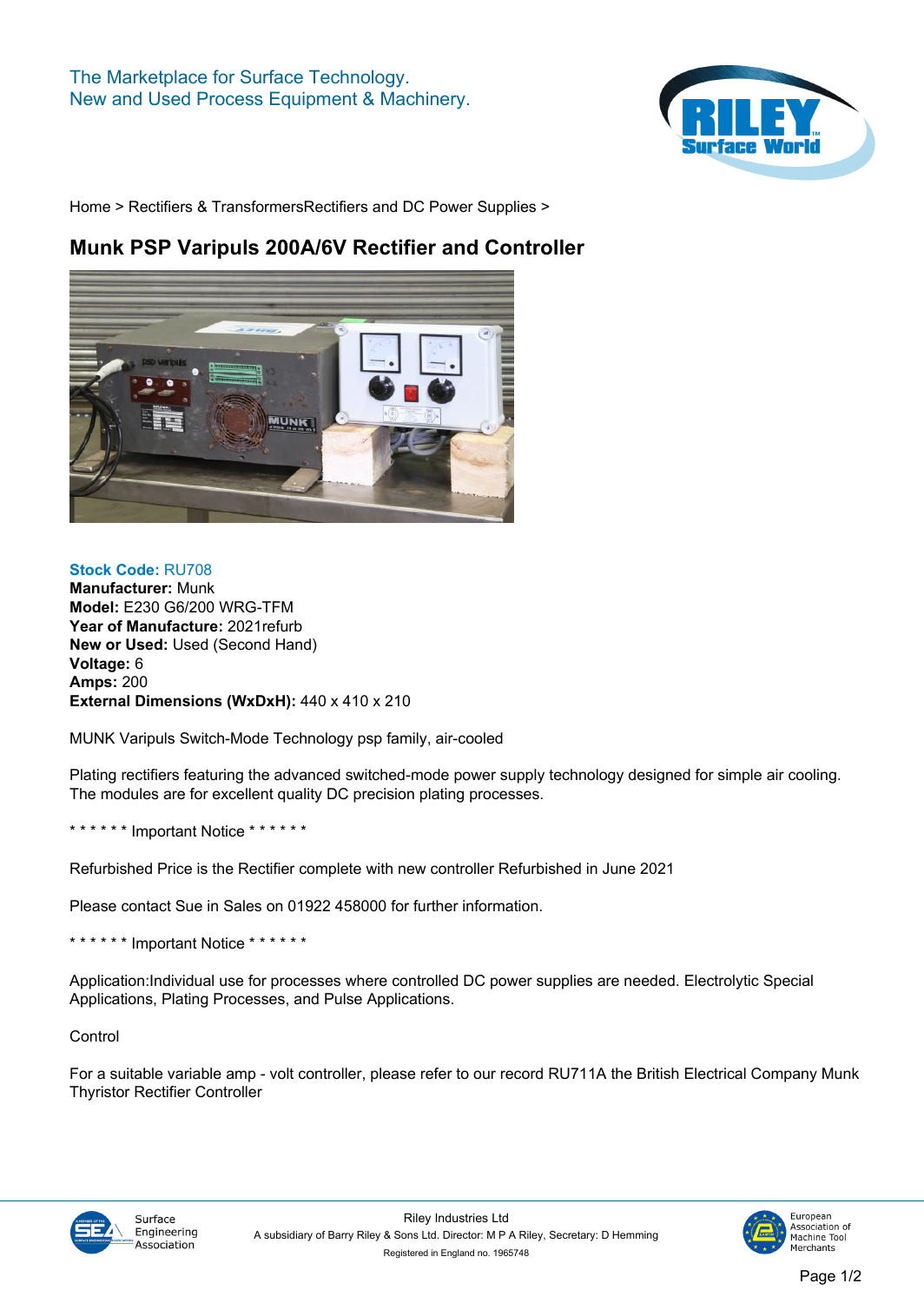The Marketplace for Surface Technology.
New and Used Process Equipment & Machinery.

Home > Rectifiers & TransformersRectifiers and DC Power Supplies >

# Munk PSP Varipuls 200A/6V Rectifier and Controller

**Stock Code:** RU708
**Manufacturer:** Munk
**Model:** E230 G6/200 WRG-TFM
**Year of Manufacture:** 2021refurb
**New or Used:** Used (Second Hand)
**Voltage:** 6
**Amps:** 200
**External Dimensions (WxDxH):** 440 x 410 x 210

MUNK Varipuls Switch-Mode Technology psp family, air-cooled

Plating rectifiers featuring the advanced switched-mode power supply technology designed for simple air cooling. The modules are for excellent quality DC precision plating processes.

* * * * * * Important Notice * * * * * *

Refurbished Price is the Rectifier complete with new controller Refurbished in June 2021

Please contact Sue in Sales on 01922 458000 for further information.

* * * * * * Important Notice * * * * * *

Application:Individual use for processes where controlled DC power supplies are needed. Electrolytic Special Applications, Plating Processes, and Pulse Applications.

Control

For a suitable variable amp - volt controller, please refer to our record RU711A the British Electrical Company Munk Thyristor Rectifier Controller

Riley Industries Ltd
A subsidiary of Barry Riley & Sons Ltd. Director: M P A Riley, Secretary: D Hemming
Registered in England no. 1965748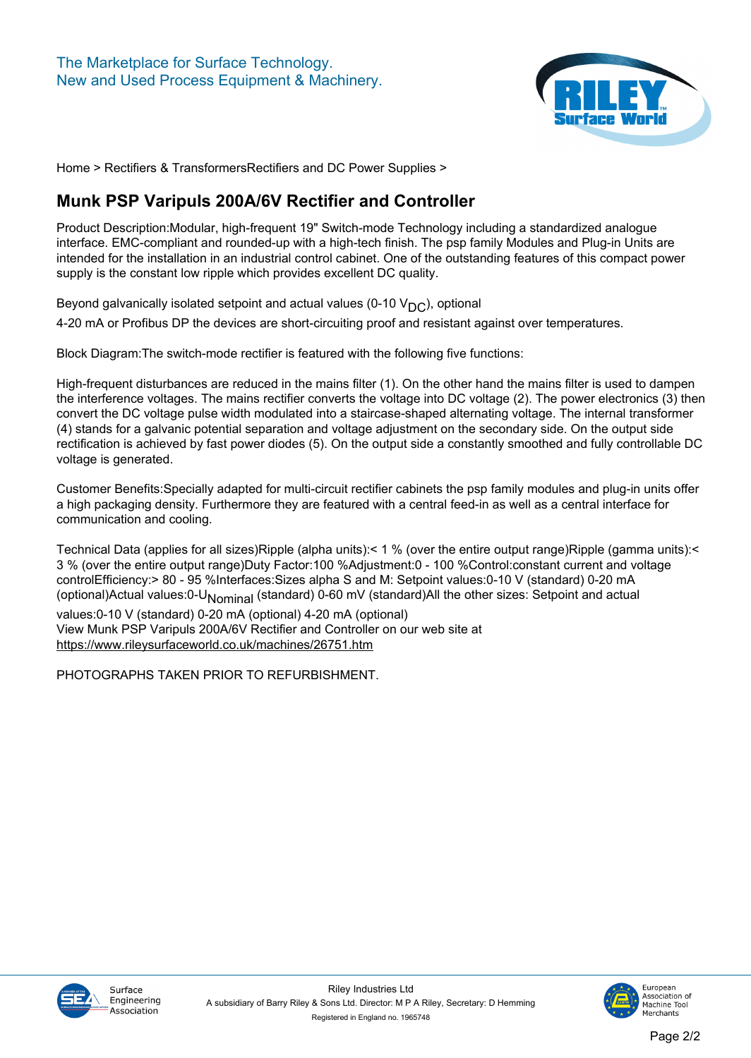The Marketplace for Surface Technology.
New and Used Process Equipment & Machinery.

Home > Rectifiers & TransformersRectifiers and DC Power Supplies >

## Munk PSP Varipuls 200A/6V Rectifier and Controller

Product Description:Modular, high-frequent 19" Switch-mode Technology including a standardized analogue interface. EMC-compliant and rounded-up with a high-tech finish. The psp family Modules and Plug-in Units are intended for the installation in an industrial control cabinet. One of the outstanding features of this compact power supply is the constant low ripple which provides excellent DC quality.

Beyond galvanically isolated setpoint and actual values (0-10 $V_{DC}$), optional
4-20 mA or Profibus DP the devices are short-circuiting proof and resistant against over temperatures.

Block Diagram:The switch-mode rectifier is featured with the following five functions:

High-frequent disturbances are reduced in the mains filter (1). On the other hand the mains filter is used to dampen the interference voltages. The mains rectifier converts the voltage into DC voltage (2). The power electronics (3) then convert the DC voltage pulse width modulated into a staircase-shaped alternating voltage. The internal transformer (4) stands for a galvanic potential separation and voltage adjustment on the secondary side. On the output side rectification is achieved by fast power diodes (5). On the output side a constantly smoothed and fully controllable DC voltage is generated.

Customer Benefits:Specially adapted for multi-circuit rectifier cabinets the psp family modules and plug-in units offer a high packaging density. Furthermore they are featured with a central feed-in as well as a central interface for communication and cooling.

Technical Data (applies for all sizes)Ripple (alpha units):< 1 % (over the entire output range)Ripple (gamma units):< 3 % (over the entire output range)Duty Factor:100 %Adjustment:0 - 100 %Control:constant current and voltage controlEfficiency:> 80 - 95 %Interfaces:Sizes alpha S and M: Setpoint values:0-10 V (standard) 0-20 mA (optional)Actual values:0-$U_{Nominal}$ (standard) 0-60 mV (standard)All the other sizes: Setpoint and actual values:0-10 V (standard) 0-20 mA (optional) 4-20 mA (optional)
View Munk PSP Varipuls 200A/6V Rectifier and Controller on our web site at
https://www.rileysurfaceworld.co.uk/machines/26751.htm

PHOTOGRAPHS TAKEN PRIOR TO REFURBISHMENT.

Riley Industries Ltd
A subsidiary of Barry Riley & Sons Ltd. Director: M P A Riley, Secretary: D Hemming
Registered in England no. 1965748